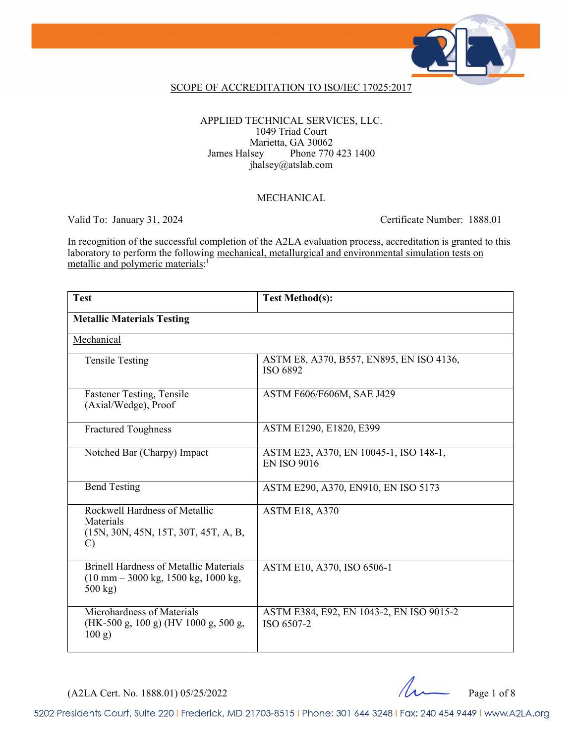## SCOPE OF ACCREDITATION TO ISO/IEC 17025:2017

APPLIED TECHNICAL SERVICES, LLC.
1049 Triad Court
Marietta, GA 30062
James Halsey Phone 770 423 1400
jhalsey@atslab.com

### MECHANICAL

Valid To: January 31, 2024 Certificate Number: 1888.01

In recognition of the successful completion of the A2LA evaluation process, accreditation is granted to this laboratory to perform the following mechanical, metallurgical and environmental simulation tests on metallic and polymeric materials:[1]

| Test | Test Method(s): |
|---|---|
| **Metallic Materials Testing** | |
| Mechanical | |
| Tensile Testing | ASTM E8, A370, B557, EN895, EN ISO 4136, ISO 6892 |
| Fastener Testing, Tensile (Axial/Wedge), Proof | ASTM F606/F606M, SAE J429 |
| Fractured Toughness | ASTM E1290, E1820, E399 |
| Notched Bar (Charpy) Impact | ASTM E23, A370, EN 10045-1, ISO 148-1, EN ISO 9016 |
| Bend Testing | ASTM E290, A370, EN910, EN ISO 5173 |
| Rockwell Hardness of Metallic Materials (15N, 30N, 45N, 15T, 30T, 45T, A, B, C) | ASTM E18, A370 |
| Brinell Hardness of Metallic Materials (10 mm – 3000 kg, 1500 kg, 1000 kg, 500 kg) | ASTM E10, A370, ISO 6506-1 |
| Microhardness of Materials (HK-500 g, 100 g) (HV 1000 g, 500 g, 100 g) | ASTM E384, E92, EN 1043-2, EN ISO 9015-2 ISO 6507-2 |

(A2LA Cert. No. 1888.01) 05/25/2022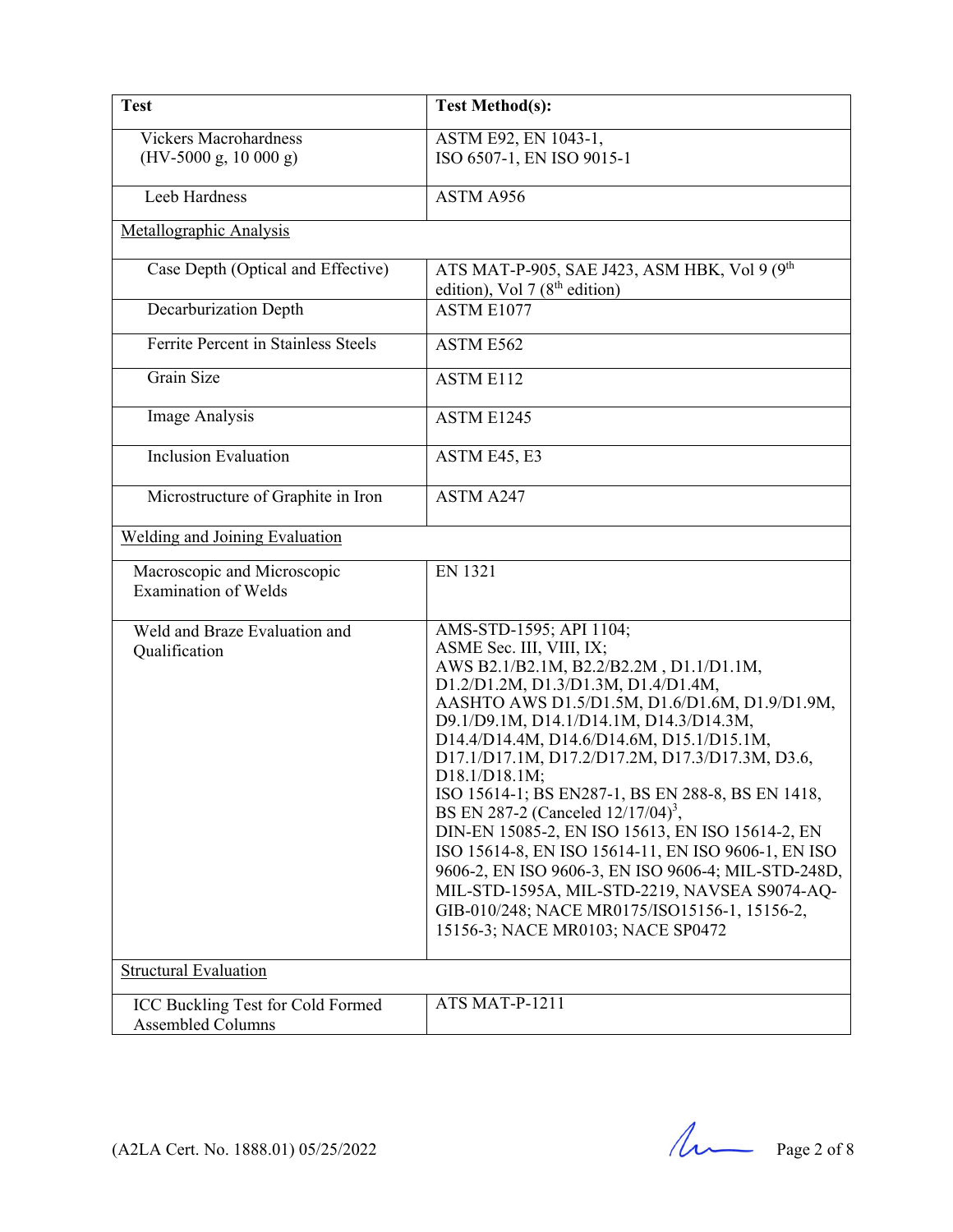| Test | Test Method(s): |
|---|---|
| Vickers Macrohardness (HV-5000 g, 10 000 g) | ASTM E92, EN 1043-1, ISO 6507-1, EN ISO 9015-1 |
| Leeb Hardness | ASTM A956 |
| Metallographic Analysis | |
| Case Depth (Optical and Effective) | ATS MAT-P-905, SAE J423, ASM HBK, Vol 9 (9th edition), Vol 7 (8th edition) |
| Decarburization Depth | ASTM E1077 |
| Ferrite Percent in Stainless Steels | ASTM E562 |
| Grain Size | ASTM E112 |
| Image Analysis | ASTM E1245 |
| Inclusion Evaluation | ASTM E45, E3 |
| Microstructure of Graphite in Iron | ASTM A247 |
| Welding and Joining Evaluation | |
| Macroscopic and Microscopic Examination of Welds | EN 1321 |
| Weld and Braze Evaluation and Qualification | AMS-STD-1595; API 1104; ASME Sec. III, VIII, IX; AWS B2.1/B2.1M, B2.2/B2.2M , D1.1/D1.1M, D1.2/D1.2M, D1.3/D1.3M, D1.4/D1.4M, AASHTO AWS D1.5/D1.5M, D1.6/D1.6M, D1.9/D1.9M, D9.1/D9.1M, D14.1/D14.1M, D14.3/D14.3M, D14.4/D14.4M, D14.6/D14.6M, D15.1/D15.1M, D17.1/D17.1M, D17.2/D17.2M, D17.3/D17.3M, D3.6, D18.1/D18.1M; ISO 15614-1; BS EN287-1, BS EN 288-8, BS EN 1418, BS EN 287-2 (Canceled 12/17/04)[3], DIN-EN 15085-2, EN ISO 15613, EN ISO 15614-2, EN ISO 15614-8, EN ISO 15614-11, EN ISO 9606-1, EN ISO 9606-2, EN ISO 9606-3, EN ISO 9606-4; MIL-STD-248D, MIL-STD-1595A, MIL-STD-2219, NAVSEA S9074-AQ-GIB-010/248; NACE MR0175/ISO15156-1, 15156-2, 15156-3; NACE MR0103; NACE SP0472 |
| Structural Evaluation | |
| ICC Buckling Test for Cold Formed Assembled Columns | ATS MAT-P-1211 |

(A2LA Cert. No. 1888.01) 05/25/2022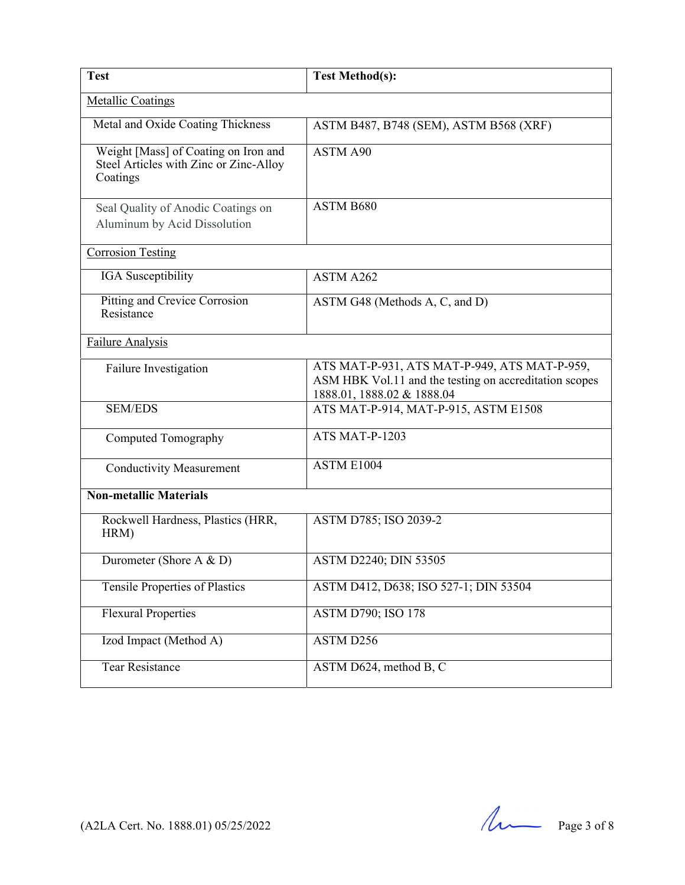| Test | Test Method(s): |
|---|---|
| Metallic Coatings | |
| Metal and Oxide Coating Thickness | ASTM B487, B748 (SEM), ASTM B568 (XRF) |
| Weight [Mass] of Coating on Iron and Steel Articles with Zinc or Zinc-Alloy Coatings | ASTM A90 |
| Seal Quality of Anodic Coatings on Aluminum by Acid Dissolution | ASTM B680 |
| Corrosion Testing | |
| IGA Susceptibility | ASTM A262 |
| Pitting and Crevice Corrosion Resistance | ASTM G48 (Methods A, C, and D) |
| Failure Analysis | |
| Failure Investigation | ATS MAT-P-931, ATS MAT-P-949, ATS MAT-P-959, ASM HBK Vol.11 and the testing on accreditation scopes 1888.01, 1888.02 & 1888.04 |
| SEM/EDS | ATS MAT-P-914, MAT-P-915, ASTM E1508 |
| Computed Tomography | ATS MAT-P-1203 |
| Conductivity Measurement | ASTM E1004 |
| **Non-metallic Materials** | |
| Rockwell Hardness, Plastics (HRR, HRM) | ASTM D785; ISO 2039-2 |
| Durometer (Shore A & D) | ASTM D2240; DIN 53505 |
| Tensile Properties of Plastics | ASTM D412, D638; ISO 527-1; DIN 53504 |
| Flexural Properties | ASTM D790; ISO 178 |
| Izod Impact (Method A) | ASTM D256 |
| Tear Resistance | ASTM D624, method B, C |

(A2LA Cert. No. 1888.01) 05/25/2022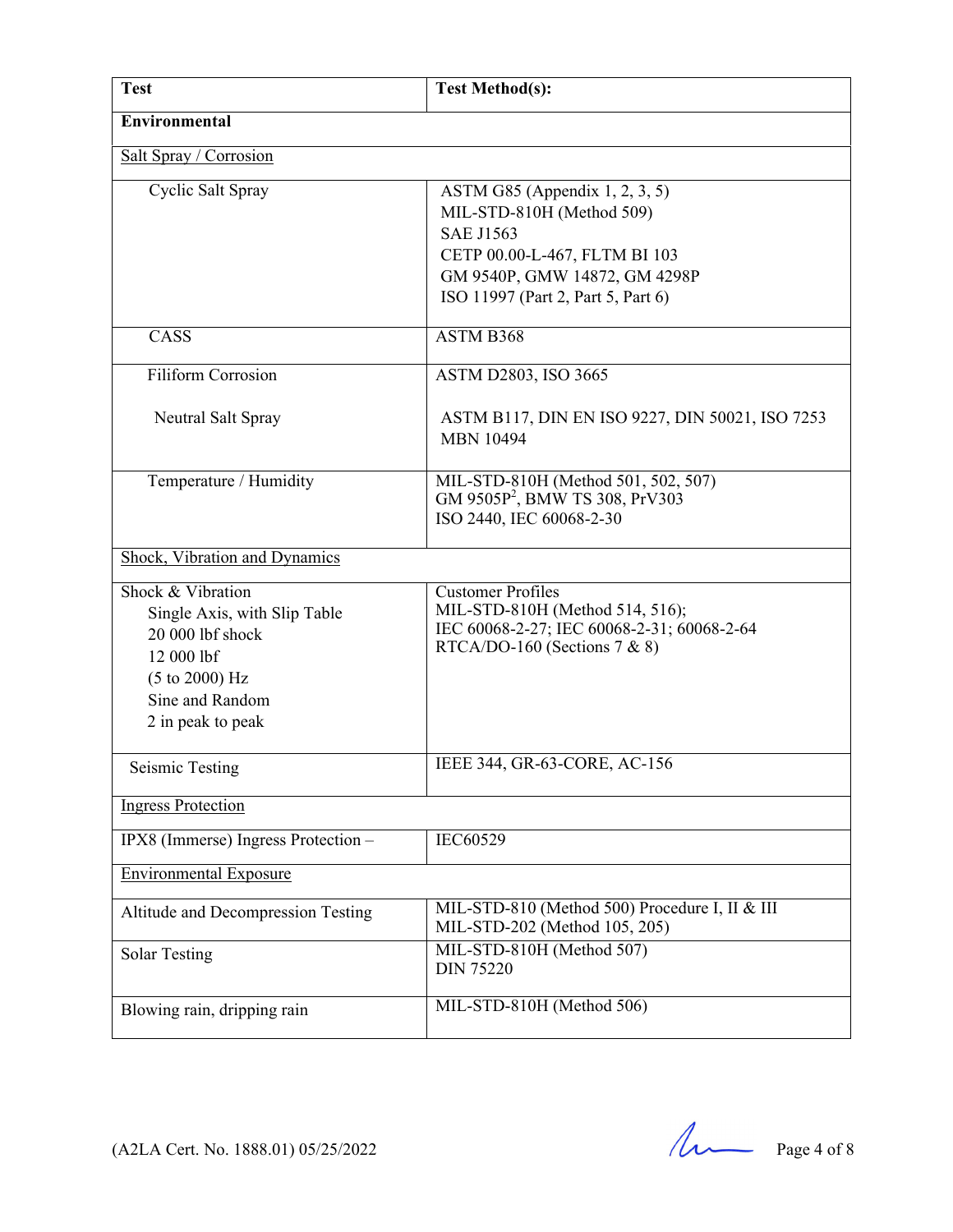| Test | Test Method(s): |
|---|---|
| **Environmental** | |
| Salt Spray / Corrosion | |
| Cyclic Salt Spray | ASTM G85 (Appendix 1, 2, 3, 5)<br>MIL-STD-810H (Method 509)<br>SAE J1563<br>CETP 00.00-L-467, FLTM BI 103<br>GM 9540P, GMW 14872, GM 4298P<br>ISO 11997 (Part 2, Part 5, Part 6) |
| CASS | ASTM B368 |
| Filiform Corrosion<br><br>Neutral Salt Spray | ASTM D2803, ISO 3665<br><br>ASTM B117, DIN EN ISO 9227, DIN 50021, ISO 7253<br>MBN 10494 |
| Temperature / Humidity | MIL-STD-810H (Method 501, 502, 507)<br>GM 9505P[2], BMW TS 308, PrV303<br>ISO 2440, IEC 60068-2-30 |
| Shock, Vibration and Dynamics | |
| Shock & Vibration<br>Single Axis, with Slip Table<br>20 000 lbf shock<br>12 000 lbf<br>(5 to 2000) Hz<br>Sine and Random<br>2 in peak to peak | Customer Profiles<br>MIL-STD-810H (Method 514, 516);<br>IEC 60068-2-27; IEC 60068-2-31; 60068-2-64<br>RTCA/DO-160 (Sections 7 & 8) |
| Seismic Testing | IEEE 344, GR-63-CORE, AC-156 |
| Ingress Protection | |
| IPX8 (Immerse) Ingress Protection – | IEC60529 |
| Environmental Exposure | |
| Altitude and Decompression Testing | MIL-STD-810 (Method 500) Procedure I, II & III<br>MIL-STD-202 (Method 105, 205) |
| Solar Testing | MIL-STD-810H (Method 507)<br>DIN 75220 |
| Blowing rain, dripping rain | MIL-STD-810H (Method 506) |

(A2LA Cert. No. 1888.01) 05/25/2022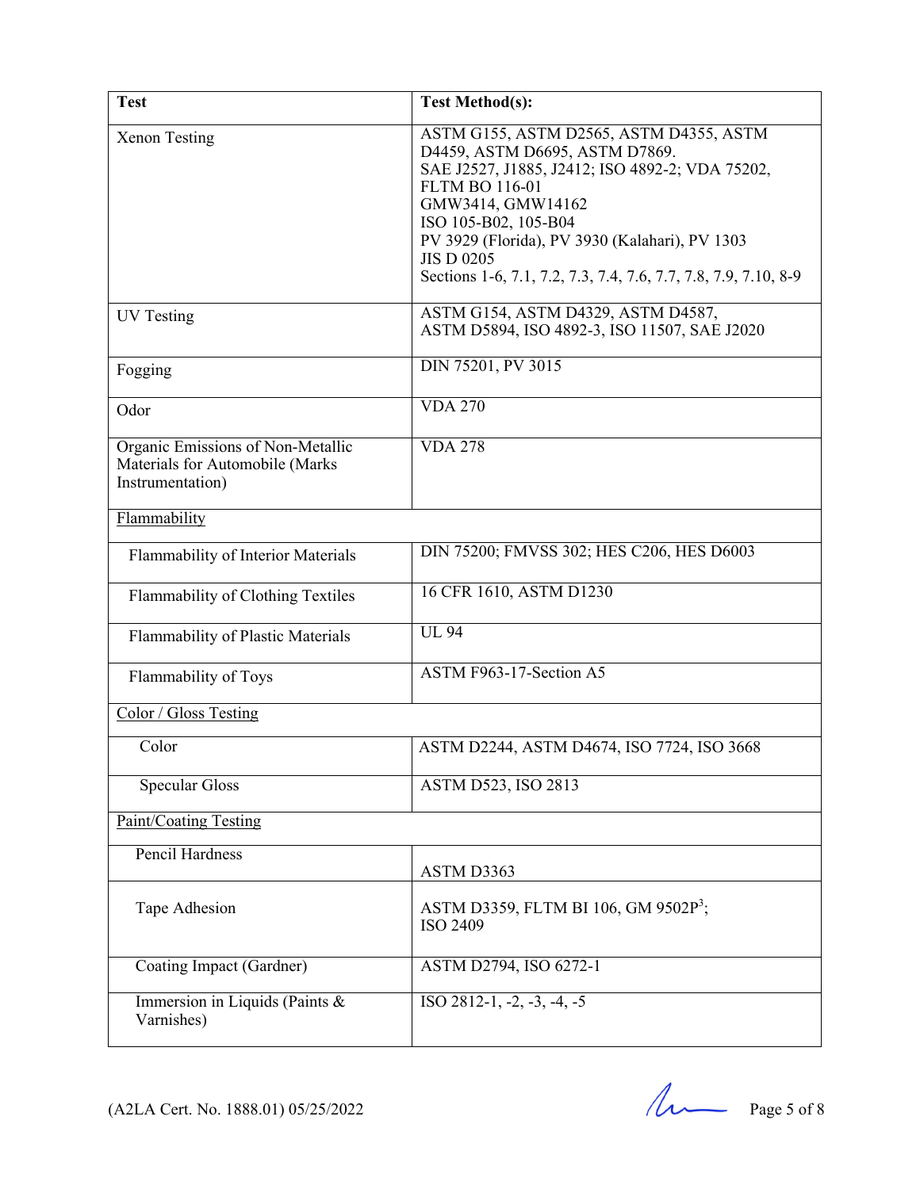| Test | Test Method(s): |
|---|---|
| Xenon Testing | ASTM G155, ASTM D2565, ASTM D4355, ASTM D4459, ASTM D6695, ASTM D7869.<br>SAE J2527, J1885, J2412; ISO 4892-2; VDA 75202, FLTM BO 116-01<br>GMW3414, GMW14162<br>ISO 105-B02, 105-B04<br>PV 3929 (Florida), PV 3930 (Kalahari), PV 1303<br>JIS D 0205<br>Sections 1-6, 7.1, 7.2, 7.3, 7.4, 7.6, 7.7, 7.8, 7.9, 7.10, 8-9 |
| UV Testing | ASTM G154, ASTM D4329, ASTM D4587, ASTM D5894, ISO 4892-3, ISO 11507, SAE J2020 |
| Fogging | DIN 75201, PV 3015 |
| Odor | VDA 270 |
| Organic Emissions of Non-Metallic Materials for Automobile (Marks Instrumentation) | VDA 278 |
| Flammability | |
| Flammability of Interior Materials | DIN 75200; FMVSS 302; HES C206, HES D6003 |
| Flammability of Clothing Textiles | 16 CFR 1610, ASTM D1230 |
| Flammability of Plastic Materials | UL 94 |
| Flammability of Toys | ASTM F963-17-Section A5 |
| Color / Gloss Testing | |
| Color | ASTM D2244, ASTM D4674, ISO 7724, ISO 3668 |
| Specular Gloss | ASTM D523, ISO 2813 |
| Paint/Coating Testing | |
| Pencil Hardness | ASTM D3363 |
| Tape Adhesion | ASTM D3359, FLTM BI 106, GM 9502P[3]; ISO 2409 |
| Coating Impact (Gardner) | ASTM D2794, ISO 6272-1 |
| Immersion in Liquids (Paints & Varnishes) | ISO 2812-1, -2, -3, -4, -5 |

(A2LA Cert. No. 1888.01) 05/25/2022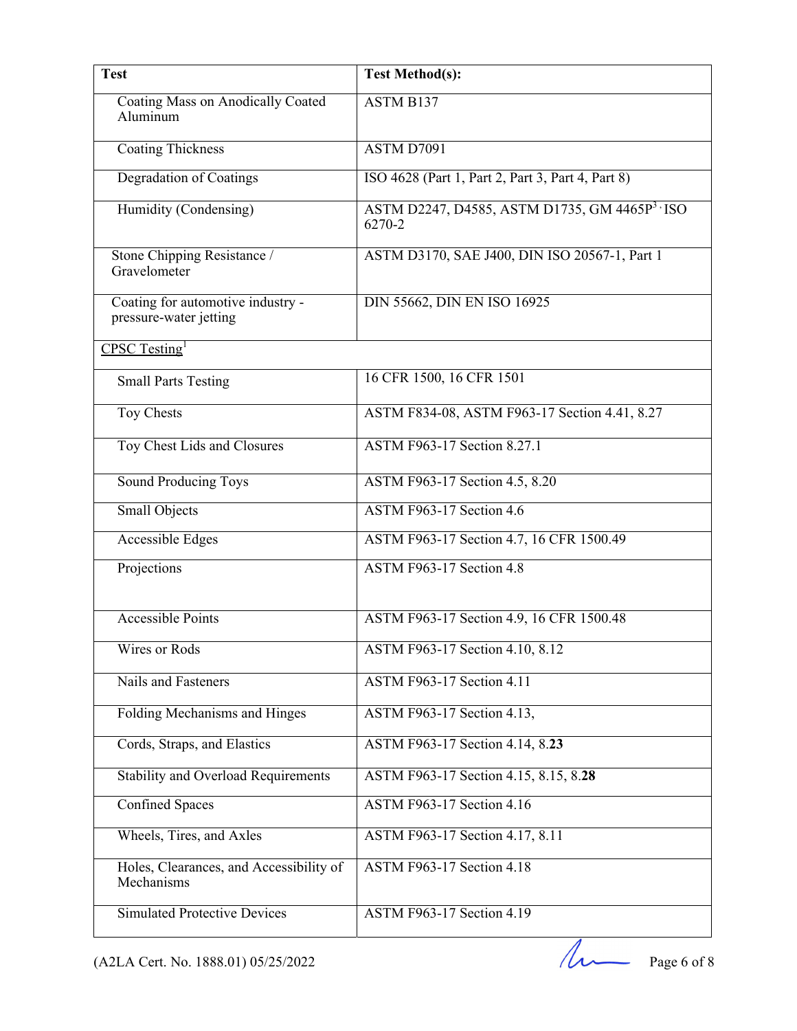| Test | Test Method(s): |
|---|---|
| Coating Mass on Anodically Coated Aluminum | ASTM B137 |
| Coating Thickness | ASTM D7091 |
| Degradation of Coatings | ISO 4628 (Part 1, Part 2, Part 3, Part 4, Part 8) |
| Humidity (Condensing) | ASTM D2247, D4585, ASTM D1735, GM 4465P[3], ISO 6270-2 |
| Stone Chipping Resistance / Gravelometer | ASTM D3170, SAE J400, DIN ISO 20567-1, Part 1 |
| Coating for automotive industry - pressure-water jetting | DIN 55662, DIN EN ISO 16925 |
| CPSC Testing[1] | |
| Small Parts Testing | 16 CFR 1500, 16 CFR 1501 |
| Toy Chests | ASTM F834-08, ASTM F963-17 Section 4.41, 8.27 |
| Toy Chest Lids and Closures | ASTM F963-17 Section 8.27.1 |
| Sound Producing Toys | ASTM F963-17 Section 4.5, 8.20 |
| Small Objects | ASTM F963-17 Section 4.6 |
| Accessible Edges | ASTM F963-17 Section 4.7, 16 CFR 1500.49 |
| Projections | ASTM F963-17 Section 4.8 |
| Accessible Points | ASTM F963-17 Section 4.9, 16 CFR 1500.48 |
| Wires or Rods | ASTM F963-17 Section 4.10, 8.12 |
| Nails and Fasteners | ASTM F963-17 Section 4.11 |
| Folding Mechanisms and Hinges | ASTM F963-17 Section 4.13, |
| Cords, Straps, and Elastics | ASTM F963-17 Section 4.14, 8.**23** |
| Stability and Overload Requirements | ASTM F963-17 Section 4.15, 8.15, 8.**28** |
| Confined Spaces | ASTM F963-17 Section 4.16 |
| Wheels, Tires, and Axles | ASTM F963-17 Section 4.17, 8.11 |
| Holes, Clearances, and Accessibility of Mechanisms | ASTM F963-17 Section 4.18 |
| Simulated Protective Devices | ASTM F963-17 Section 4.19 |

(A2LA Cert. No. 1888.01) 05/25/2022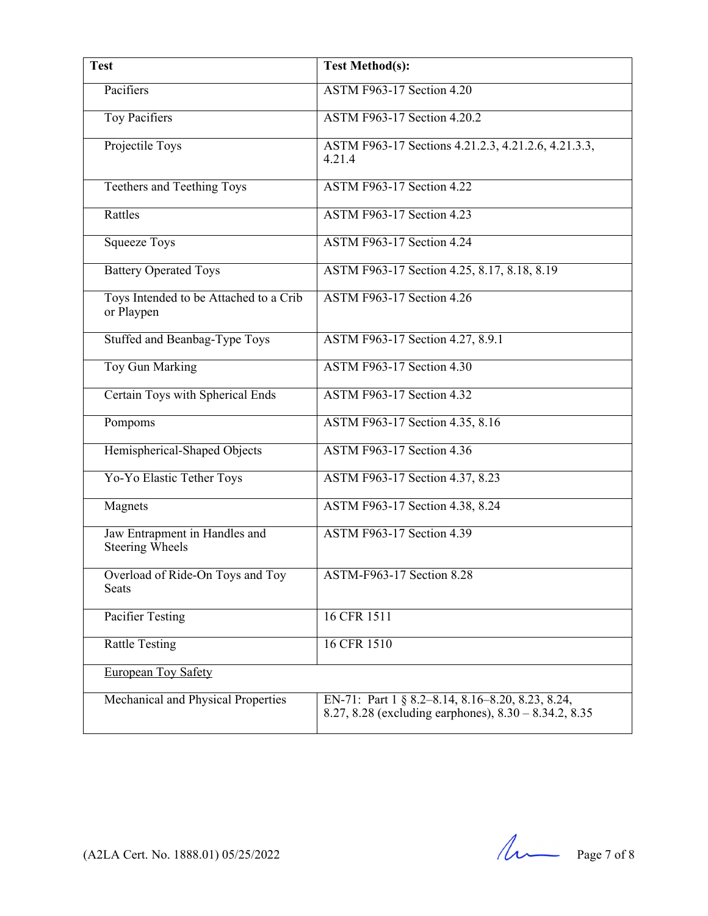| Test | Test Method(s): |
|---|---|
| Pacifiers | ASTM F963-17 Section 4.20 |
| Toy Pacifiers | ASTM F963-17 Section 4.20.2 |
| Projectile Toys | ASTM F963-17 Sections 4.21.2.3, 4.21.2.6, 4.21.3.3, 4.21.4 |
| Teethers and Teething Toys | ASTM F963-17 Section 4.22 |
| Rattles | ASTM F963-17 Section 4.23 |
| Squeeze Toys | ASTM F963-17 Section 4.24 |
| Battery Operated Toys | ASTM F963-17 Section 4.25, 8.17, 8.18, 8.19 |
| Toys Intended to be Attached to a Crib or Playpen | ASTM F963-17 Section 4.26 |
| Stuffed and Beanbag-Type Toys | ASTM F963-17 Section 4.27, 8.9.1 |
| Toy Gun Marking | ASTM F963-17 Section 4.30 |
| Certain Toys with Spherical Ends | ASTM F963-17 Section 4.32 |
| Pompoms | ASTM F963-17 Section 4.35, 8.16 |
| Hemispherical-Shaped Objects | ASTM F963-17 Section 4.36 |
| Yo-Yo Elastic Tether Toys | ASTM F963-17 Section 4.37, 8.23 |
| Magnets | ASTM F963-17 Section 4.38, 8.24 |
| Jaw Entrapment in Handles and Steering Wheels | ASTM F963-17 Section 4.39 |
| Overload of Ride-On Toys and Toy Seats | ASTM-F963-17 Section 8.28 |
| Pacifier Testing | 16 CFR 1511 |
| Rattle Testing | 16 CFR 1510 |
| European Toy Safety | |
| Mechanical and Physical Properties | EN-71: Part 1 § 8.2–8.14, 8.16–8.20, 8.23, 8.24, 8.27, 8.28 (excluding earphones), 8.30 – 8.34.2, 8.35 |

(A2LA Cert. No. 1888.01) 05/25/2022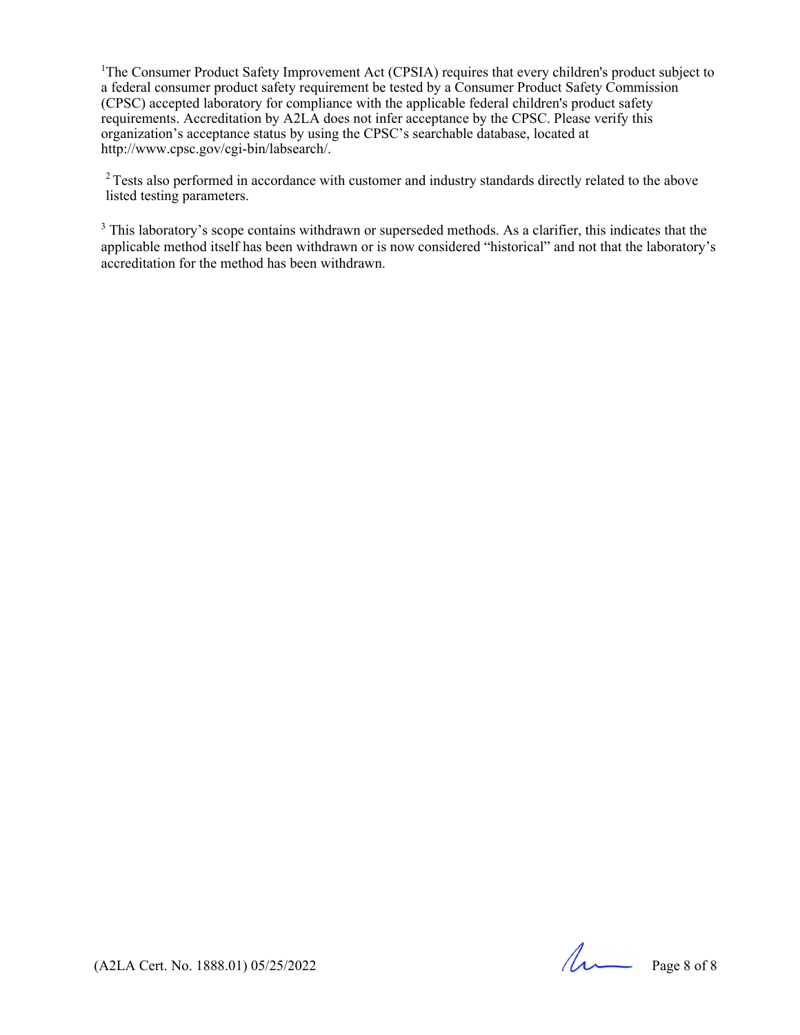[1]The Consumer Product Safety Improvement Act (CPSIA) requires that every children's product subject to a federal consumer product safety requirement be tested by a Consumer Product Safety Commission (CPSC) accepted laboratory for compliance with the applicable federal children's product safety requirements. Accreditation by A2LA does not infer acceptance by the CPSC. Please verify this organization's acceptance status by using the CPSC's searchable database, located at http://www.cpsc.gov/cgi-bin/labsearch/.

[2] Tests also performed in accordance with customer and industry standards directly related to the above listed testing parameters.

[3] This laboratory's scope contains withdrawn or superseded methods. As a clarifier, this indicates that the applicable method itself has been withdrawn or is now considered "historical" and not that the laboratory's accreditation for the method has been withdrawn.

(A2LA Cert. No. 1888.01) 05/25/2022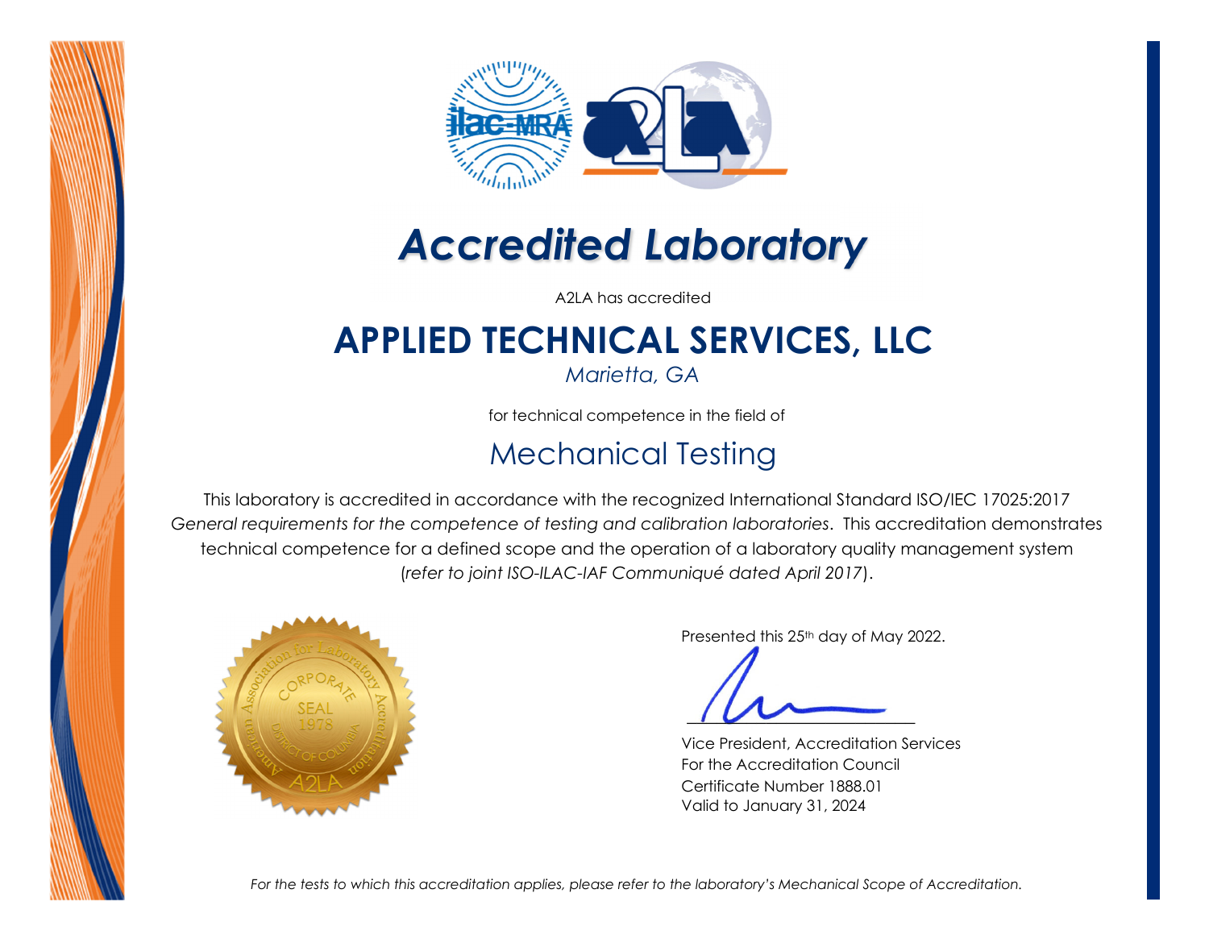# Accredited Laboratory

A2LA has accredited

## APPLIED TECHNICAL SERVICES, LLC

*Marietta, GA*

for technical competence in the field of

## Mechanical Testing

This laboratory is accredited in accordance with the recognized International Standard ISO/IEC 17025:2017 *General requirements for the competence of testing and calibration laboratories*. This accreditation demonstrates technical competence for a defined scope and the operation of a laboratory quality management system (*refer to joint ISO-ILAC-IAF Communiqué dated April 2017*).

Presented this 25th day of May 2022.

Vice President, Accreditation Services
For the Accreditation Council
Certificate Number 1888.01
Valid to January 31, 2024

*For the tests to which this accreditation applies, please refer to the laboratory's Mechanical Scope of Accreditation.*